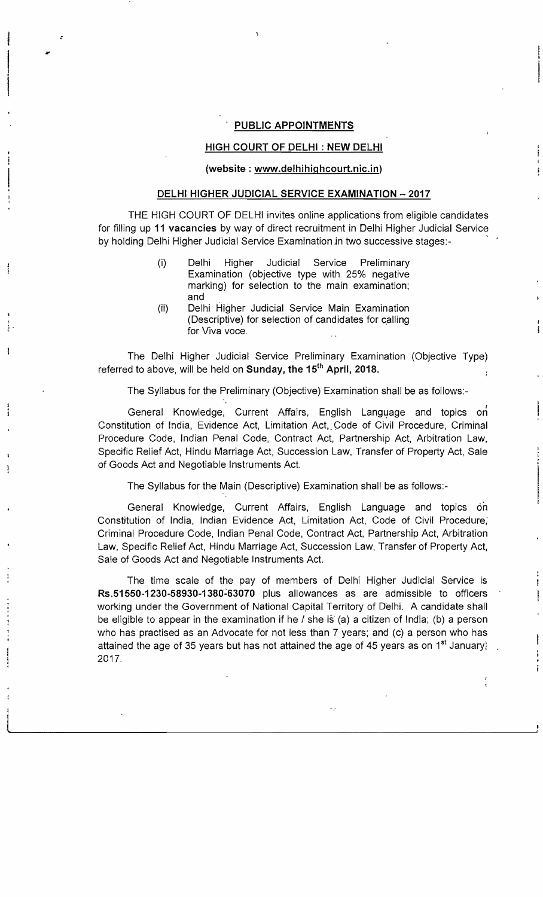## PUBLIC APPOINTMENTS

## HIGH COURT OF DELHI : NEW DELHI

**(website : www.delhihighcourt.nic.in)**

## DELHI HIGHER JUDICIAL SERVICE EXAMINATION – 2017

THE HIGH COURT OF DELHI invites online applications from eligible candidates for filling up **11 vacancies** by way of direct recruitment in Delhi Higher Judicial Service by holding Delhi Higher Judicial Service Examination in two successive stages:-

(i) Delhi Higher Judicial Service Preliminary Examination (objective type with 25% negative marking) for selection to the main examination; and

(ii) Delhi Higher Judicial Service Main Examination (Descriptive) for selection of candidates for calling for Viva voce.

The Delhi Higher Judicial Service Preliminary Examination (Objective Type) referred to above, will be held on **Sunday, the 15th April, 2018.**

The Syllabus for the Preliminary (Objective) Examination shall be as follows:-

General Knowledge, Current Affairs, English Language and topics on Constitution of India, Evidence Act, Limitation Act, Code of Civil Procedure, Criminal Procedure Code, Indian Penal Code, Contract Act, Partnership Act, Arbitration Law, Specific Relief Act, Hindu Marriage Act, Succession Law, Transfer of Property Act, Sale of Goods Act and Negotiable Instruments Act.

The Syllabus for the Main (Descriptive) Examination shall be as follows:-

General Knowledge, Current Affairs, English Language and topics on Constitution of India, Indian Evidence Act, Limitation Act, Code of Civil Procedure, Criminal Procedure Code, Indian Penal Code, Contract Act, Partnership Act, Arbitration Law, Specific Relief Act, Hindu Marriage Act, Succession Law, Transfer of Property Act, Sale of Goods Act and Negotiable Instruments Act.

The time scale of the pay of members of Delhi Higher Judicial Service is **Rs.51550-1230-58930-1380-63070** plus allowances as are admissible to officers working under the Government of National Capital Territory of Delhi. A candidate shall be eligible to appear in the examination if he / she is (a) a citizen of India; (b) a person who has practised as an Advocate for not less than 7 years; and (c) a person who has attained the age of 35 years but has not attained the age of 45 years as on 1st January, 2017.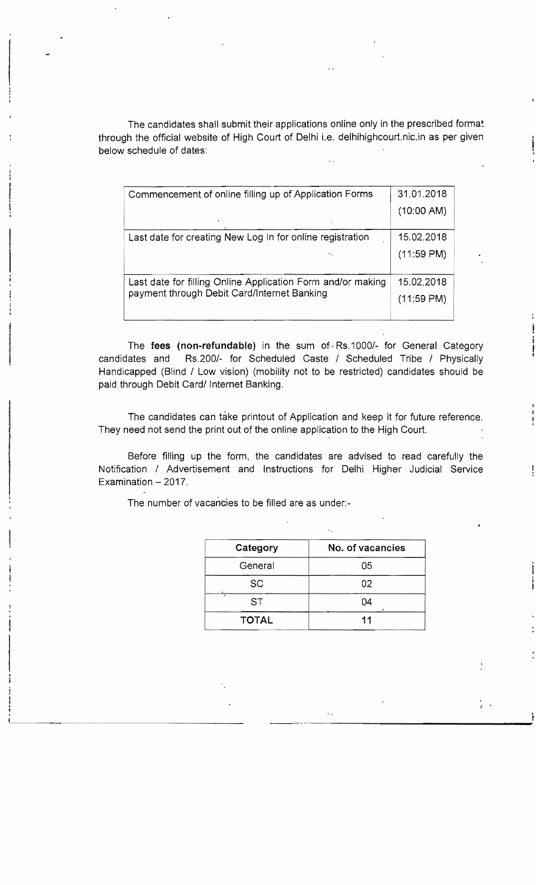The candidates shall submit their applications online only in the prescribed format through the official website of High Court of Delhi i.e. delhihighcourt.nic.in as per given below schedule of dates:

| | |
|---|---|
| Commencement of online filling up of Application Forms | 31.01.2018 (10:00 AM) |
| Last date for creating New Log In for online registration | 15.02.2018 (11:59 PM) |
| Last date for filling Online Application Form and/or making payment through Debit Card/Internet Banking | 15.02.2018 (11:59 PM) |

The **fees (non-refundable)** in the sum of Rs.1000/- for General Category candidates and Rs.200/- for Scheduled Caste / Scheduled Tribe / Physically Handicapped (Blind / Low vision) (mobility not to be restricted) candidates should be paid through Debit Card/ Internet Banking.

The candidates can take printout of Application and keep it for future reference. They need not send the print out of the online application to the High Court.

Before filling up the form, the candidates are advised to read carefully the Notification / Advertisement and Instructions for Delhi Higher Judicial Service Examination – 2017.

The number of vacancies to be filled are as under:-

| Category | No. of vacancies |
|---|---|
| General | 05 |
| SC | 02 |
| ST | 04 |
| **TOTAL** | 11 |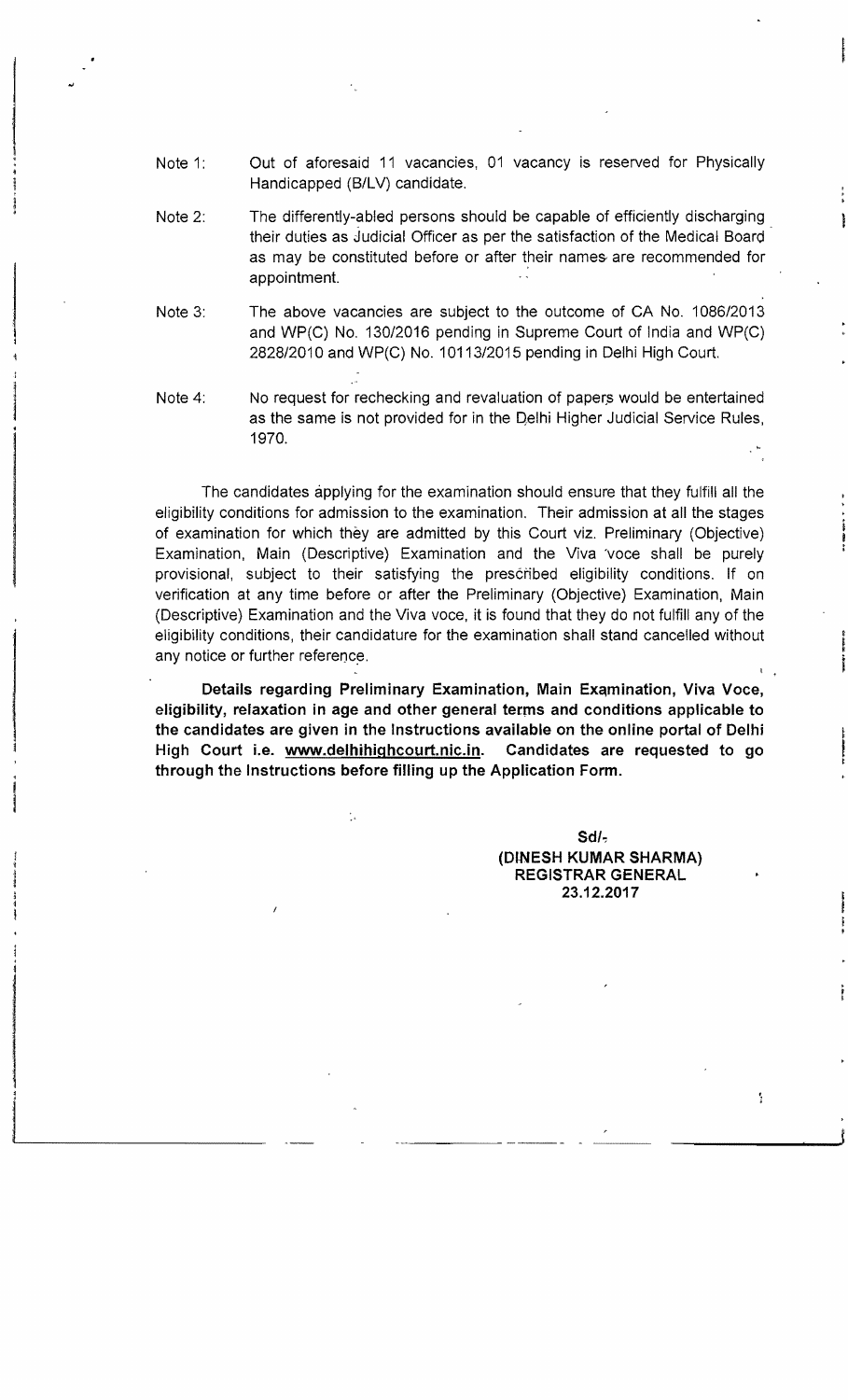Note 1: Out of aforesaid 11 vacancies, 01 vacancy is reserved for Physically Handicapped (B/LV) candidate.

Note 2: The differently-abled persons should be capable of efficiently discharging their duties as Judicial Officer as per the satisfaction of the Medical Board as may be constituted before or after their names are recommended for appointment.

Note 3: The above vacancies are subject to the outcome of CA No. 1086/2013 and WP(C) No. 130/2016 pending in Supreme Court of India and WP(C) 2828/2010 and WP(C) No. 10113/2015 pending in Delhi High Court.

Note 4: No request for rechecking and revaluation of papers would be entertained as the same is not provided for in the Delhi Higher Judicial Service Rules, 1970.

The candidates applying for the examination should ensure that they fulfill all the eligibility conditions for admission to the examination. Their admission at all the stages of examination for which they are admitted by this Court viz. Preliminary (Objective) Examination, Main (Descriptive) Examination and the Viva voce shall be purely provisional, subject to their satisfying the prescribed eligibility conditions. If on verification at any time before or after the Preliminary (Objective) Examination, Main (Descriptive) Examination and the Viva voce, it is found that they do not fulfill any of the eligibility conditions, their candidature for the examination shall stand cancelled without any notice or further reference.

**Details regarding Preliminary Examination, Main Examination, Viva Voce, eligibility, relaxation in age and other general terms and conditions applicable to the candidates are given in the Instructions available on the online portal of Delhi High Court i.e. www.delhihighcourt.nic.in. Candidates are requested to go through the Instructions before filling up the Application Form.**

**Sd/-**
**(DINESH KUMAR SHARMA)**
**REGISTRAR GENERAL**
**23.12.2017**